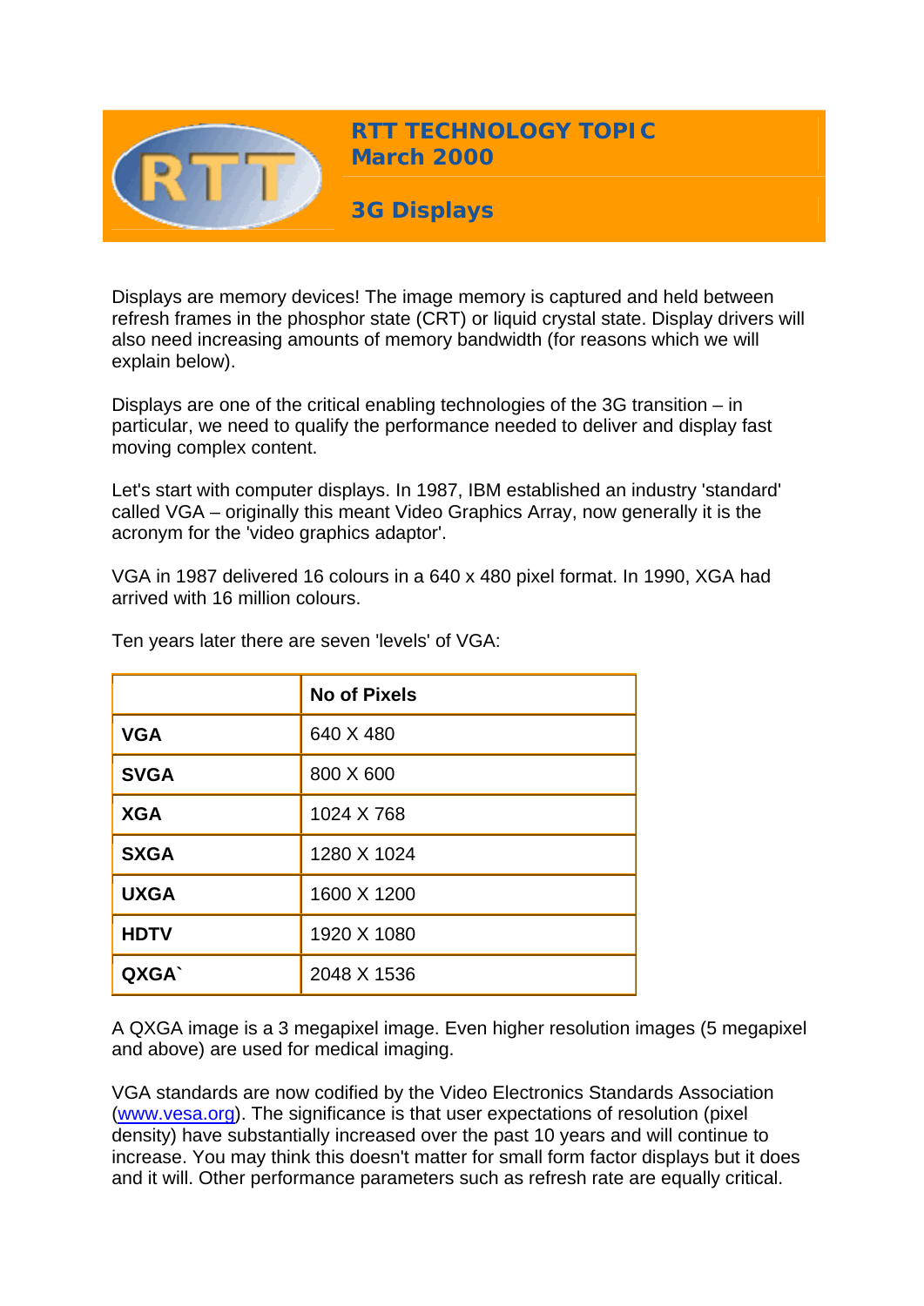# RTT TECHNOLOGY TOPIC
## March 2000

## 3G Displays

Displays are memory devices! The image memory is captured and held between refresh frames in the phosphor state (CRT) or liquid crystal state. Display drivers will also need increasing amounts of memory bandwidth (for reasons which we will explain below).

Displays are one of the critical enabling technologies of the 3G transition – in particular, we need to qualify the performance needed to deliver and display fast moving complex content.

Let's start with computer displays. In 1987, IBM established an industry 'standard' called VGA – originally this meant Video Graphics Array, now generally it is the acronym for the 'video graphics adaptor'.

VGA in 1987 delivered 16 colours in a 640 x 480 pixel format. In 1990, XGA had arrived with 16 million colours.

Ten years later there are seven 'levels' of VGA:

| | **No of Pixels** |
|---|---|
| **VGA** | 640 X 480 |
| **SVGA** | 800 X 600 |
| **XGA** | 1024 X 768 |
| **SXGA** | 1280 X 1024 |
| **UXGA** | 1600 X 1200 |
| **HDTV** | 1920 X 1080 |
| **QXGA`** | 2048 X 1536 |

A QXGA image is a 3 megapixel image. Even higher resolution images (5 megapixel and above) are used for medical imaging.

VGA standards are now codified by the Video Electronics Standards Association (www.vesa.org). The significance is that user expectations of resolution (pixel density) have substantially increased over the past 10 years and will continue to increase. You may think this doesn't matter for small form factor displays but it does and it will. Other performance parameters such as refresh rate are equally critical.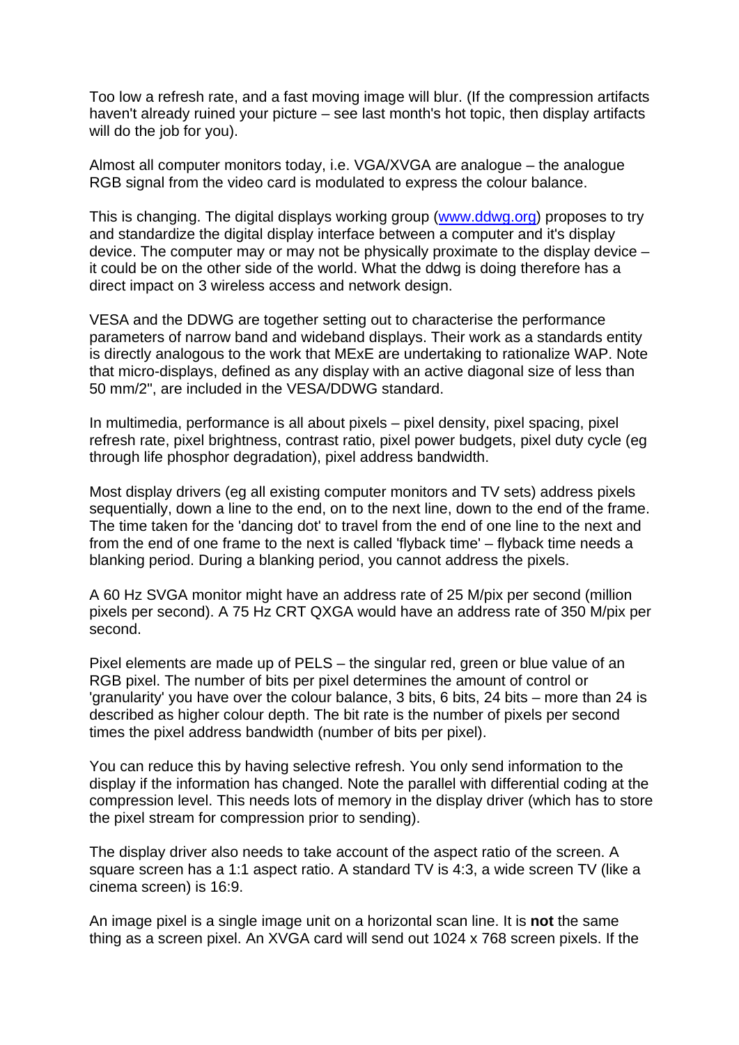Too low a refresh rate, and a fast moving image will blur. (If the compression artifacts haven't already ruined your picture – see last month's hot topic, then display artifacts will do the job for you).

Almost all computer monitors today, i.e. VGA/XVGA are analogue – the analogue RGB signal from the video card is modulated to express the colour balance.

This is changing. The digital displays working group (www.ddwg.org) proposes to try and standardize the digital display interface between a computer and it's display device. The computer may or may not be physically proximate to the display device – it could be on the other side of the world. What the ddwg is doing therefore has a direct impact on 3 wireless access and network design.

VESA and the DDWG are together setting out to characterise the performance parameters of narrow band and wideband displays. Their work as a standards entity is directly analogous to the work that MExE are undertaking to rationalize WAP. Note that micro-displays, defined as any display with an active diagonal size of less than 50 mm/2", are included in the VESA/DDWG standard.

In multimedia, performance is all about pixels – pixel density, pixel spacing, pixel refresh rate, pixel brightness, contrast ratio, pixel power budgets, pixel duty cycle (eg through life phosphor degradation), pixel address bandwidth.

Most display drivers (eg all existing computer monitors and TV sets) address pixels sequentially, down a line to the end, on to the next line, down to the end of the frame. The time taken for the 'dancing dot' to travel from the end of one line to the next and from the end of one frame to the next is called 'flyback time' – flyback time needs a blanking period. During a blanking period, you cannot address the pixels.

A 60 Hz SVGA monitor might have an address rate of 25 M/pix per second (million pixels per second). A 75 Hz CRT QXGA would have an address rate of 350 M/pix per second.

Pixel elements are made up of PELS – the singular red, green or blue value of an RGB pixel. The number of bits per pixel determines the amount of control or 'granularity' you have over the colour balance, 3 bits, 6 bits, 24 bits – more than 24 is described as higher colour depth. The bit rate is the number of pixels per second times the pixel address bandwidth (number of bits per pixel).

You can reduce this by having selective refresh. You only send information to the display if the information has changed. Note the parallel with differential coding at the compression level. This needs lots of memory in the display driver (which has to store the pixel stream for compression prior to sending).

The display driver also needs to take account of the aspect ratio of the screen. A square screen has a 1:1 aspect ratio. A standard TV is 4:3, a wide screen TV (like a cinema screen) is 16:9.

An image pixel is a single image unit on a horizontal scan line. It is **not** the same thing as a screen pixel. An XVGA card will send out 1024 x 768 screen pixels. If the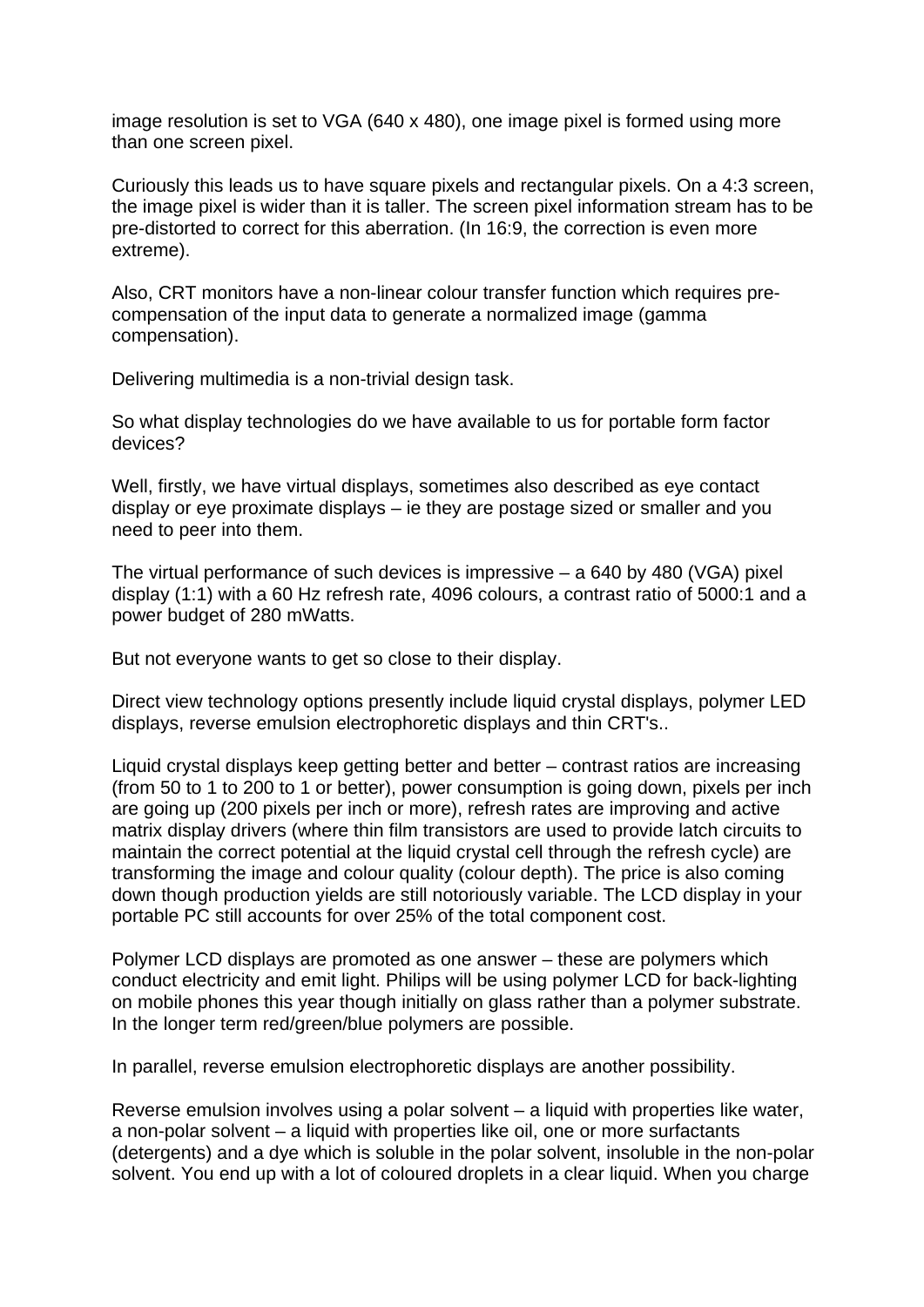image resolution is set to VGA (640 x 480), one image pixel is formed using more than one screen pixel.

Curiously this leads us to have square pixels and rectangular pixels. On a 4:3 screen, the image pixel is wider than it is taller. The screen pixel information stream has to be pre-distorted to correct for this aberration. (In 16:9, the correction is even more extreme).

Also, CRT monitors have a non-linear colour transfer function which requires pre-compensation of the input data to generate a normalized image (gamma compensation).

Delivering multimedia is a non-trivial design task.

So what display technologies do we have available to us for portable form factor devices?

Well, firstly, we have virtual displays, sometimes also described as eye contact display or eye proximate displays – ie they are postage sized or smaller and you need to peer into them.

The virtual performance of such devices is impressive – a 640 by 480 (VGA) pixel display (1:1) with a 60 Hz refresh rate, 4096 colours, a contrast ratio of 5000:1 and a power budget of 280 mWatts.

But not everyone wants to get so close to their display.

Direct view technology options presently include liquid crystal displays, polymer LED displays, reverse emulsion electrophoretic displays and thin CRT's..

Liquid crystal displays keep getting better and better – contrast ratios are increasing (from 50 to 1 to 200 to 1 or better), power consumption is going down, pixels per inch are going up (200 pixels per inch or more), refresh rates are improving and active matrix display drivers (where thin film transistors are used to provide latch circuits to maintain the correct potential at the liquid crystal cell through the refresh cycle) are transforming the image and colour quality (colour depth). The price is also coming down though production yields are still notoriously variable. The LCD display in your portable PC still accounts for over 25% of the total component cost.

Polymer LCD displays are promoted as one answer – these are polymers which conduct electricity and emit light. Philips will be using polymer LCD for back-lighting on mobile phones this year though initially on glass rather than a polymer substrate. In the longer term red/green/blue polymers are possible.

In parallel, reverse emulsion electrophoretic displays are another possibility.

Reverse emulsion involves using a polar solvent – a liquid with properties like water, a non-polar solvent – a liquid with properties like oil, one or more surfactants (detergents) and a dye which is soluble in the polar solvent, insoluble in the non-polar solvent. You end up with a lot of coloured droplets in a clear liquid. When you charge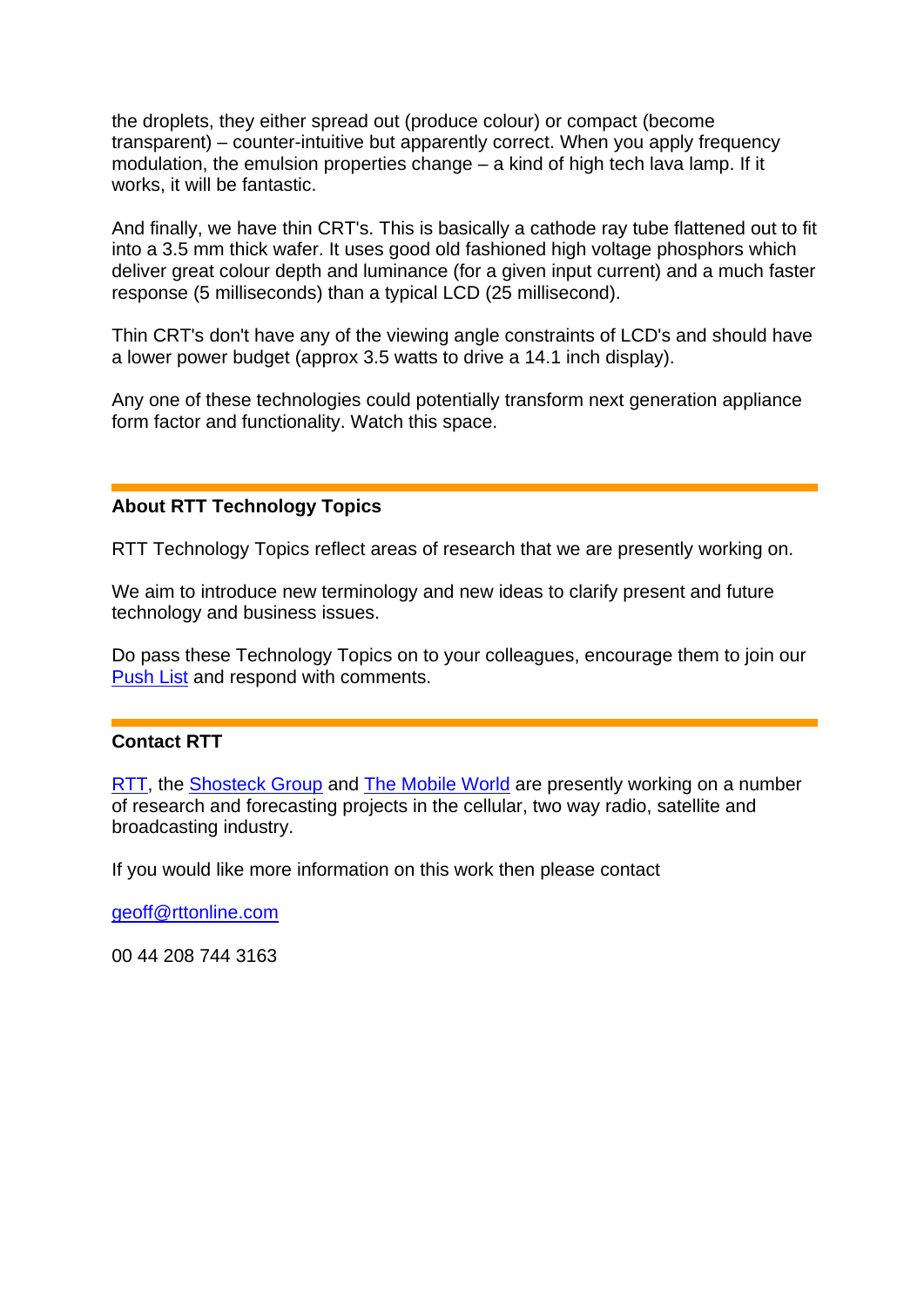the droplets, they either spread out (produce colour) or compact (become transparent) – counter-intuitive but apparently correct. When you apply frequency modulation, the emulsion properties change – a kind of high tech lava lamp. If it works, it will be fantastic.

And finally, we have thin CRT's. This is basically a cathode ray tube flattened out to fit into a 3.5 mm thick wafer. It uses good old fashioned high voltage phosphors which deliver great colour depth and luminance (for a given input current) and a much faster response (5 milliseconds) than a typical LCD (25 millisecond).

Thin CRT's don't have any of the viewing angle constraints of LCD's and should have a lower power budget (approx 3.5 watts to drive a 14.1 inch display).

Any one of these technologies could potentially transform next generation appliance form factor and functionality. Watch this space.

---

**About RTT Technology Topics**

RTT Technology Topics reflect areas of research that we are presently working on.

We aim to introduce new terminology and new ideas to clarify present and future technology and business issues.

Do pass these Technology Topics on to your colleagues, encourage them to join our Push List and respond with comments.

---

**Contact RTT**

RTT, the Shosteck Group and The Mobile World are presently working on a number of research and forecasting projects in the cellular, two way radio, satellite and broadcasting industry.

If you would like more information on this work then please contact

geoff@rttonline.com

00 44 208 744 3163